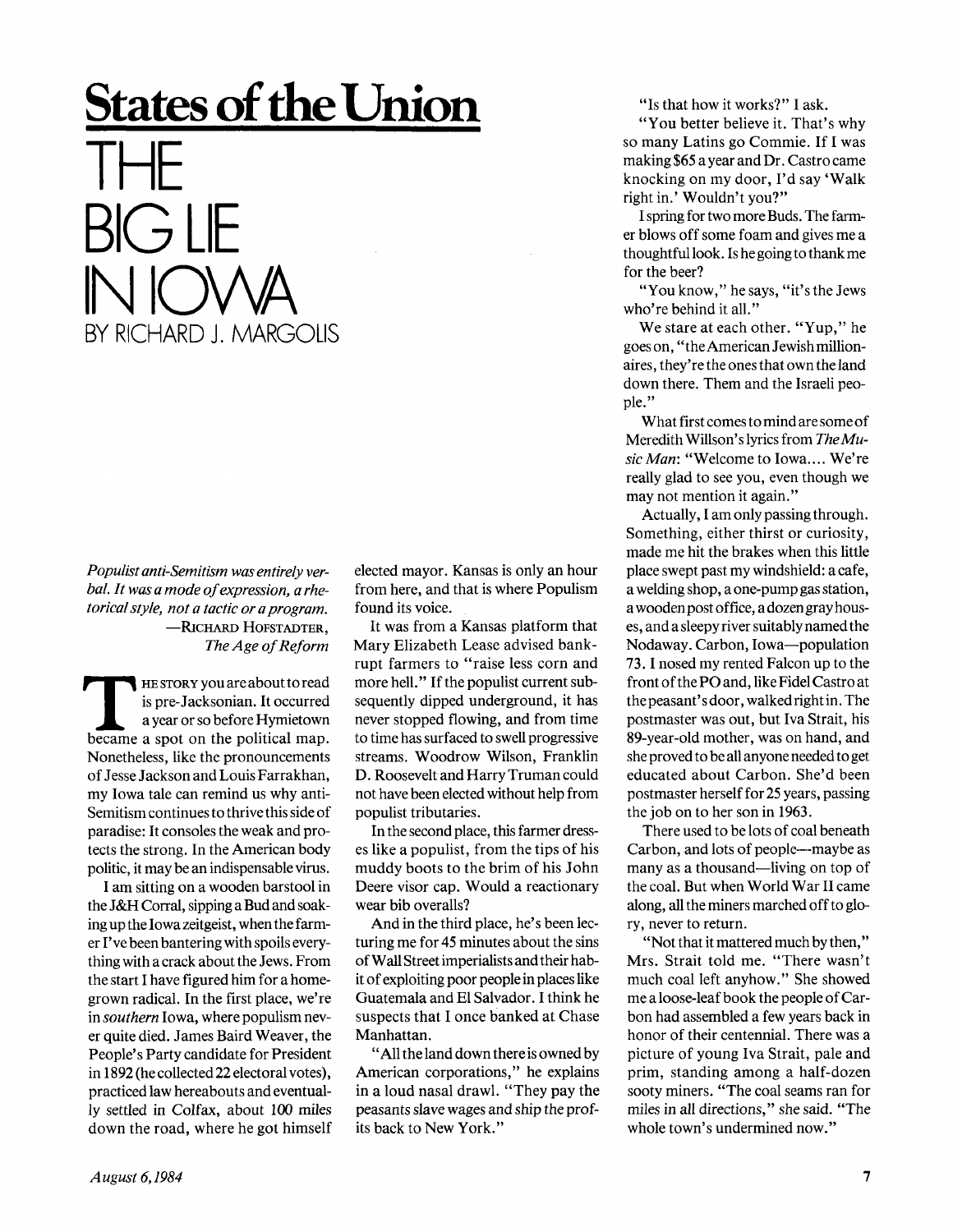**States of the Union**

# THE BIG LIE IN IOWA

BY RICHARD J. MARGOLIS

*Populist anti-Semitism was entirely verbal. It was a mode of expression, a rhetorical style, not a tactic or a program.*
—RICHARD HOFSTADTER, *The Age of Reform*

THE STORY you are about to read is pre-Jacksonian. It occurred a year or so before Hymietown became a spot on the political map. Nonetheless, like the pronouncements of Jesse Jackson and Louis Farrakhan, my Iowa tale can remind us why anti-Semitism continues to thrive this side of paradise: It consoles the weak and protects the strong. In the American body politic, it may be an indispensable virus.

I am sitting on a wooden barstool in the J&H Corral, sipping a Bud and soaking up the Iowa zeitgeist, when the farmer I've been bantering with spoils everything with a crack about the Jews. From the start I have figured him for a homegrown radical. In the first place, we're in *southern* Iowa, where populism never quite died. James Baird Weaver, the People's Party candidate for President in 1892 (he collected 22 electoral votes), practiced law hereabouts and eventually settled in Colfax, about 100 miles down the road, where he got himself elected mayor. Kansas is only an hour from here, and that is where Populism found its voice.

It was from a Kansas platform that Mary Elizabeth Lease advised bankrupt farmers to "raise less corn and more hell." If the populist current subsequently dipped underground, it has never stopped flowing, and from time to time has surfaced to swell progressive streams. Woodrow Wilson, Franklin D. Roosevelt and Harry Truman could not have been elected without help from populist tributaries.

In the second place, this farmer dresses like a populist, from the tips of his muddy boots to the brim of his John Deere visor cap. Would a reactionary wear bib overalls?

And in the third place, he's been lecturing me for 45 minutes about the sins of Wall Street imperialists and their habit of exploiting poor people in places like Guatemala and El Salvador. I think he suspects that I once banked at Chase Manhattan.

"All the land down there is owned by American corporations," he explains in a loud nasal drawl. "They pay the peasants slave wages and ship the profits back to New York."

"Is that how it works?" I ask.

"You better believe it. That's why so many Latins go Commie. If I was making $65 a year and Dr. Castro came knocking on my door, I'd say 'Walk right in.' Wouldn't you?"

I spring for two more Buds. The farmer blows off some foam and gives me a thoughtful look. Is he going to thank me for the beer?

"You know," he says, "it's the Jews who're behind it all."

We stare at each other. "Yup," he goes on, "the American Jewish millionaires, they're the ones that own the land down there. Them and the Israeli people."

What first comes to mind are some of Meredith Willson's lyrics from *The Music Man*: "Welcome to Iowa.... We're really glad to see you, even though we may not mention it again."

Actually, I am only passing through. Something, either thirst or curiosity, made me hit the brakes when this little place swept past my windshield: a cafe, a welding shop, a one-pump gas station, a wooden post office, a dozen gray houses, and a sleepy river suitably named the Nodaway. Carbon, Iowa—population 73. I nosed my rented Falcon up to the front of the PO and, like Fidel Castro at the peasant's door, walked right in. The postmaster was out, but Iva Strait, his 89-year-old mother, was on hand, and she proved to be all anyone needed to get educated about Carbon. She'd been postmaster herself for 25 years, passing the job on to her son in 1963.

There used to be lots of coal beneath Carbon, and lots of people—maybe as many as a thousand—living on top of the coal. But when World War II came along, all the miners marched off to glory, never to return.

"Not that it mattered much by then," Mrs. Strait told me. "There wasn't much coal left anyhow." She showed me a loose-leaf book the people of Carbon had assembled a few years back in honor of their centennial. There was a picture of young Iva Strait, pale and prim, standing among a half-dozen sooty miners. "The coal seams ran for miles in all directions," she said. "The whole town's undermined now."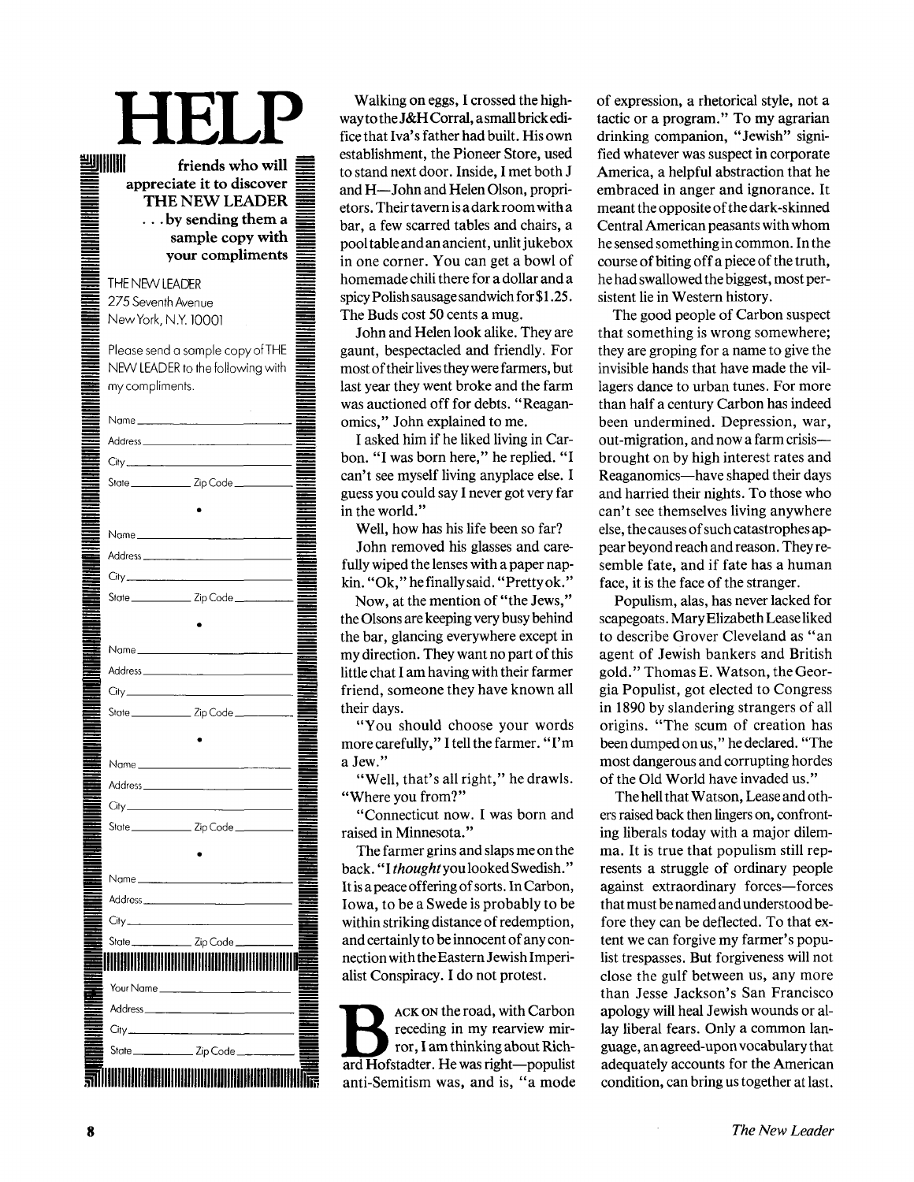# HELP

**friends who will appreciate it to discover THE NEW LEADER . . . by sending them a sample copy with your compliments**

THE NEW LEADER
275 Seventh Avenue
New York, N.Y. 10001

Please send a sample copy of THE NEW LEADER to the following with my compliments.

Name ____________
Address ____________
City ____________
State ________ Zip Code ________

•

Name ____________
Address ____________
City ____________
State ________ Zip Code ________

•

Name ____________
Address ____________
City ____________
State ________ Zip Code ________

•

Name ____________
Address ____________
City ____________
State ________ Zip Code ________

•

Name ____________
Address ____________
City ____________
State ________ Zip Code ________

Your Name ____________
Address ____________
City ____________
State ________ Zip Code ________

---

Walking on eggs, I crossed the highway to the J&H Corral, a small brick edifice that Iva's father had built. His own establishment, the Pioneer Store, used to stand next door. Inside, I met both J and H—John and Helen Olson, proprietors. Their tavern is a dark room with a bar, a few scarred tables and chairs, a pool table and an ancient, unlit jukebox in one corner. You can get a bowl of homemade chili there for a dollar and a spicy Polish sausage sandwich for $1.25. The Buds cost 50 cents a mug.

John and Helen look alike. They are gaunt, bespectacled and friendly. For most of their lives they were farmers, but last year they went broke and the farm was auctioned off for debts. "Reaganomics," John explained to me.

I asked him if he liked living in Carbon. "I was born here," he replied. "I can't see myself living anyplace else. I guess you could say I never got very far in the world."

Well, how has his life been so far?

John removed his glasses and carefully wiped the lenses with a paper napkin. "Ok," he finally said. "Pretty ok."

Now, at the mention of "the Jews," the Olsons are keeping very busy behind the bar, glancing everywhere except in my direction. They want no part of this little chat I am having with their farmer friend, someone they have known all their days.

"You should choose your words more carefully," I tell the farmer. "I'm a Jew."

"Well, that's all right," he drawls. "Where you from?"

"Connecticut now. I was born and raised in Minnesota."

The farmer grins and slaps me on the back. "I *thought* you looked Swedish." It is a peace offering of sorts. In Carbon, Iowa, to be a Swede is probably to be within striking distance of redemption, and certainly to be innocent of any connection with the Eastern Jewish Imperialist Conspiracy. I do not protest.

**B**ACK ON the road, with Carbon receding in my rearview mirror, I am thinking about Richard Hofstadter. He was right—populist anti-Semitism was, and is, "a mode of expression, a rhetorical style, not a tactic or a program." To my agrarian drinking companion, "Jewish" signified whatever was suspect in corporate America, a helpful abstraction that he embraced in anger and ignorance. It meant the opposite of the dark-skinned Central American peasants with whom he sensed something in common. In the course of biting off a piece of the truth, he had swallowed the biggest, most persistent lie in Western history.

The good people of Carbon suspect that something is wrong somewhere; they are groping for a name to give the invisible hands that have made the villagers dance to urban tunes. For more than half a century Carbon has indeed been undermined. Depression, war, out-migration, and now a farm crisis—brought on by high interest rates and Reaganomics—have shaped their days and harried their nights. To those who can't see themselves living anywhere else, the causes of such catastrophes appear beyond reach and reason. They resemble fate, and if fate has a human face, it is the face of the stranger.

Populism, alas, has never lacked for scapegoats. Mary Elizabeth Lease liked to describe Grover Cleveland as "an agent of Jewish bankers and British gold." Thomas E. Watson, the Georgia Populist, got elected to Congress in 1890 by slandering strangers of all origins. "The scum of creation has been dumped on us," he declared. "The most dangerous and corrupting hordes of the Old World have invaded us."

The hell that Watson, Lease and others raised back then lingers on, confronting liberals today with a major dilemma. It is true that populism still represents a struggle of ordinary people against extraordinary forces—forces that must be named and understood before they can be deflected. To that extent we can forgive my farmer's populist trespasses. But forgiveness will not close the gulf between us, any more than Jesse Jackson's San Francisco apology will heal Jewish wounds or allay liberal fears. Only a common language, an agreed-upon vocabulary that adequately accounts for the American condition, can bring us together at last.